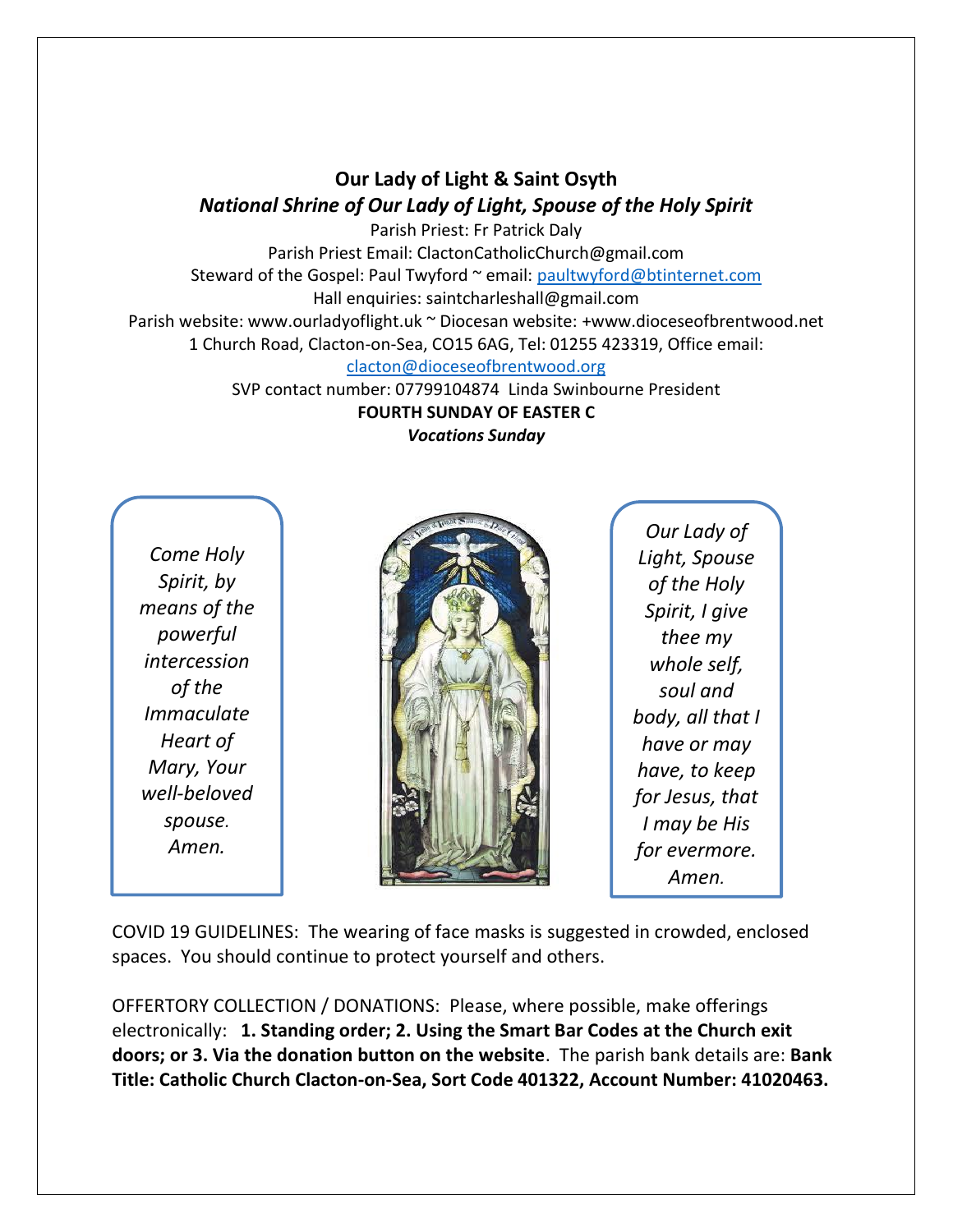# Our Lady of Light & Saint Osyth

## *National Shrine of Our Lady of Light, Spouse of the Holy Spirit*

Parish Priest: Fr Patrick Daly
Parish Priest Email: ClactonCatholicChurch@gmail.com
Steward of the Gospel: Paul Twyford ~ email: paultwyford@btinternet.com
Hall enquiries: saintcharleshall@gmail.com
Parish website: www.ourladyoflight.uk ~ Diocesan website: +www.dioceseofbrentwood.net
1 Church Road, Clacton-on-Sea, CO15 6AG, Tel: 01255 423319, Office email: clacton@dioceseofbrentwood.org
SVP contact number: 07799104874 Linda Swinbourne President

**FOURTH SUNDAY OF EASTER C**

***Vocations Sunday***

*Come Holy Spirit, by means of the powerful intercession of the Immaculate Heart of Mary, Your well-beloved spouse. Amen.*

*Our Lady of Light, Spouse of the Holy Spirit, I give thee my whole self, soul and body, all that I have or may have, to keep for Jesus, that I may be His for evermore. Amen.*

COVID 19 GUIDELINES: The wearing of face masks is suggested in crowded, enclosed spaces. You should continue to protect yourself and others.

OFFERTORY COLLECTION / DONATIONS: Please, where possible, make offerings electronically: **1. Standing order; 2. Using the Smart Bar Codes at the Church exit doors; or 3. Via the donation button on the website**. The parish bank details are: **Bank Title: Catholic Church Clacton-on-Sea, Sort Code 401322, Account Number: 41020463.**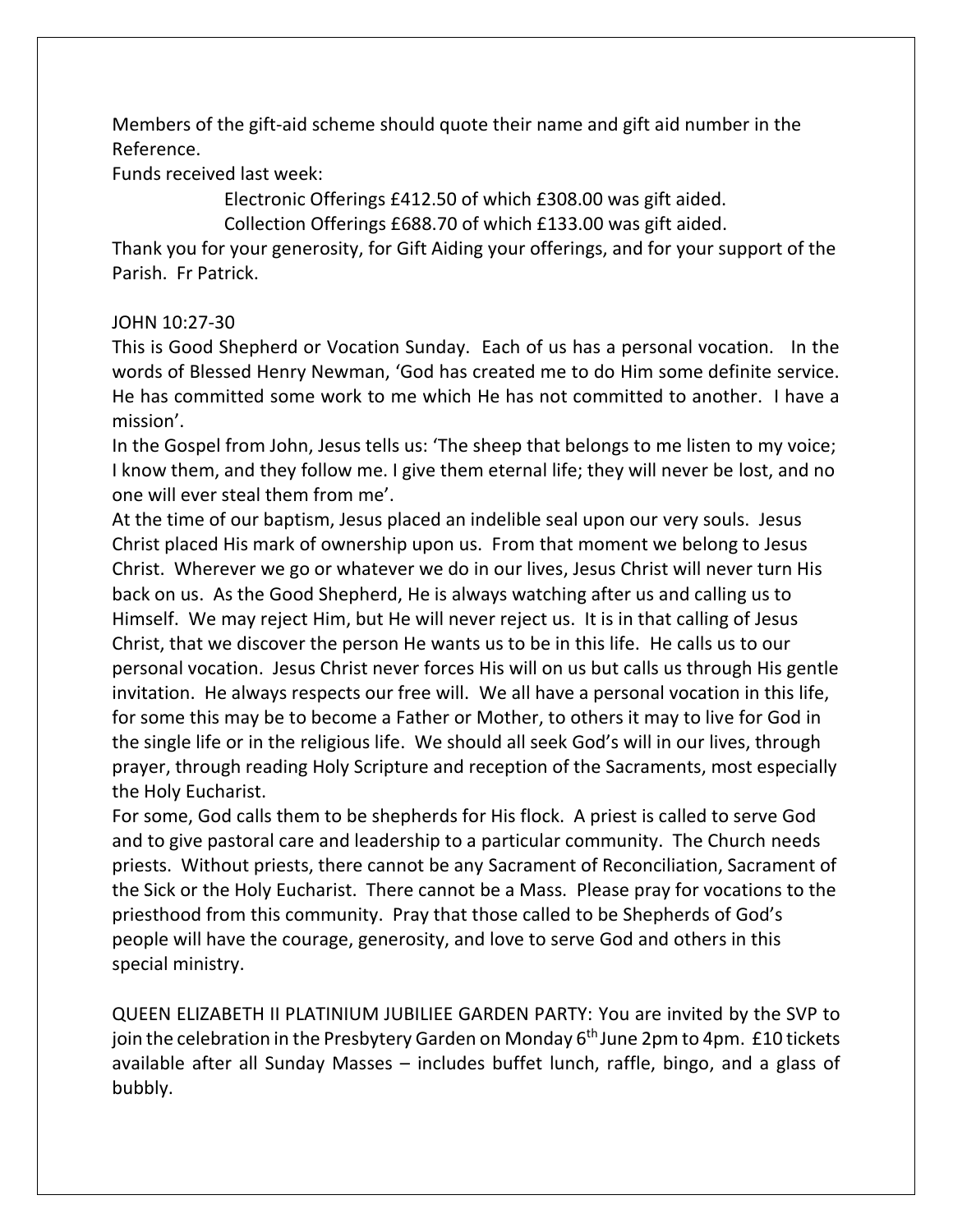Members of the gift-aid scheme should quote their name and gift aid number in the Reference.

Funds received last week:

Electronic Offerings £412.50 of which £308.00 was gift aided.

Collection Offerings £688.70 of which £133.00 was gift aided.

Thank you for your generosity, for Gift Aiding your offerings, and for your support of the Parish. Fr Patrick.

JOHN 10:27-30

This is Good Shepherd or Vocation Sunday. Each of us has a personal vocation. In the words of Blessed Henry Newman, 'God has created me to do Him some definite service. He has committed some work to me which He has not committed to another. I have a mission'.

In the Gospel from John, Jesus tells us: 'The sheep that belongs to me listen to my voice; I know them, and they follow me. I give them eternal life; they will never be lost, and no one will ever steal them from me'.

At the time of our baptism, Jesus placed an indelible seal upon our very souls. Jesus Christ placed His mark of ownership upon us. From that moment we belong to Jesus Christ. Wherever we go or whatever we do in our lives, Jesus Christ will never turn His back on us. As the Good Shepherd, He is always watching after us and calling us to Himself. We may reject Him, but He will never reject us. It is in that calling of Jesus Christ, that we discover the person He wants us to be in this life. He calls us to our personal vocation. Jesus Christ never forces His will on us but calls us through His gentle invitation. He always respects our free will. We all have a personal vocation in this life, for some this may be to become a Father or Mother, to others it may to live for God in the single life or in the religious life. We should all seek God's will in our lives, through prayer, through reading Holy Scripture and reception of the Sacraments, most especially the Holy Eucharist.

For some, God calls them to be shepherds for His flock. A priest is called to serve God and to give pastoral care and leadership to a particular community. The Church needs priests. Without priests, there cannot be any Sacrament of Reconciliation, Sacrament of the Sick or the Holy Eucharist. There cannot be a Mass. Please pray for vocations to the priesthood from this community. Pray that those called to be Shepherds of God's people will have the courage, generosity, and love to serve God and others in this special ministry.

QUEEN ELIZABETH II PLATINIUM JUBILIEE GARDEN PARTY: You are invited by the SVP to join the celebration in the Presbytery Garden on Monday 6th June 2pm to 4pm. £10 tickets available after all Sunday Masses – includes buffet lunch, raffle, bingo, and a glass of bubbly.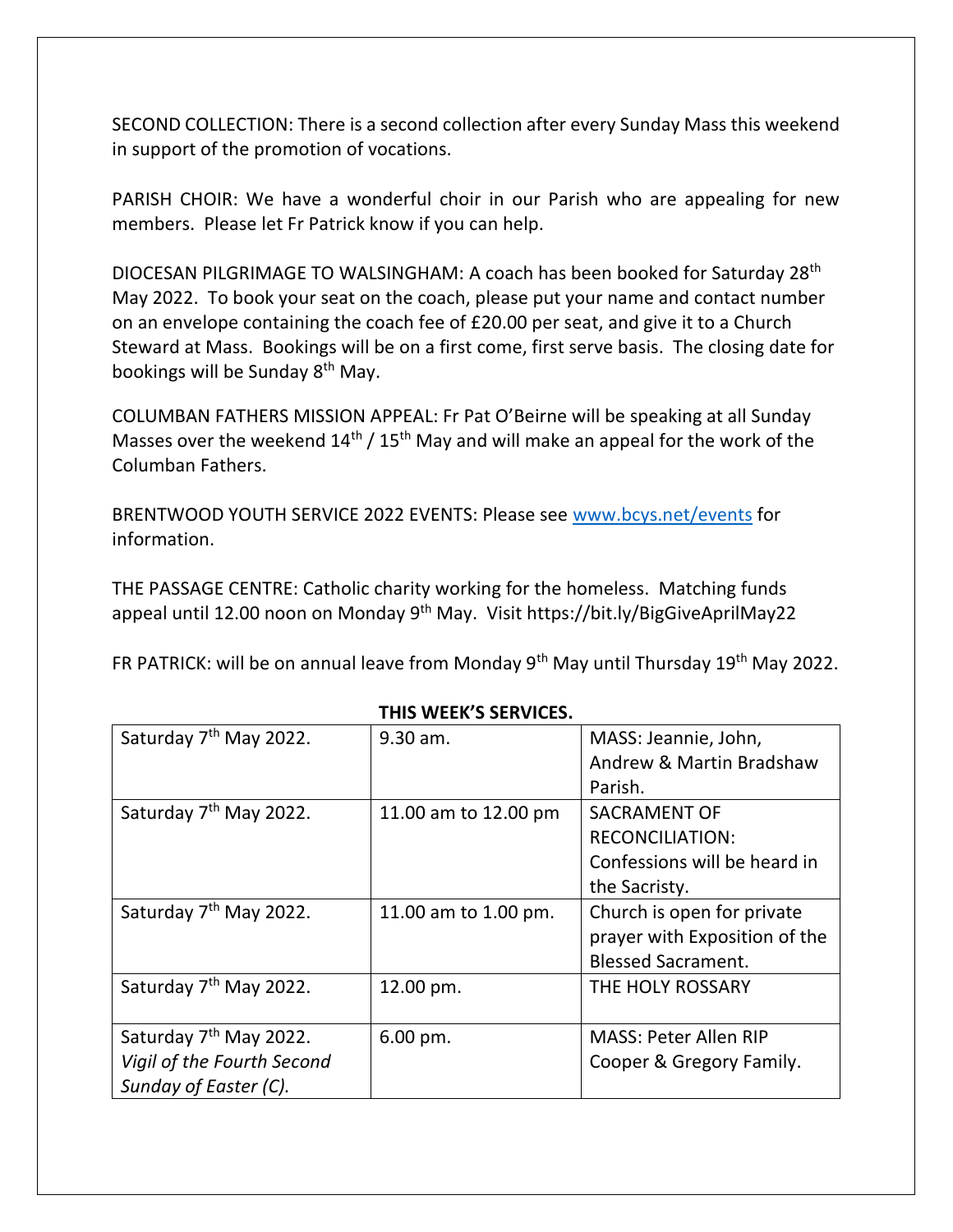SECOND COLLECTION: There is a second collection after every Sunday Mass this weekend in support of the promotion of vocations.

PARISH CHOIR: We have a wonderful choir in our Parish who are appealing for new members. Please let Fr Patrick know if you can help.

DIOCESAN PILGRIMAGE TO WALSINGHAM: A coach has been booked for Saturday 28th May 2022. To book your seat on the coach, please put your name and contact number on an envelope containing the coach fee of £20.00 per seat, and give it to a Church Steward at Mass. Bookings will be on a first come, first serve basis. The closing date for bookings will be Sunday 8th May.

COLUMBAN FATHERS MISSION APPEAL: Fr Pat O'Beirne will be speaking at all Sunday Masses over the weekend 14th / 15th May and will make an appeal for the work of the Columban Fathers.

BRENTWOOD YOUTH SERVICE 2022 EVENTS: Please see www.bcys.net/events for information.

THE PASSAGE CENTRE: Catholic charity working for the homeless. Matching funds appeal until 12.00 noon on Monday 9th May. Visit https://bit.ly/BigGiveAprilMay22

FR PATRICK: will be on annual leave from Monday 9th May until Thursday 19th May 2022.

**THIS WEEK'S SERVICES.**

| | | |
|---|---|---|
| Saturday 7th May 2022. | 9.30 am. | MASS: Jeannie, John, Andrew & Martin Bradshaw Parish. |
| Saturday 7th May 2022. | 11.00 am to 12.00 pm | SACRAMENT OF RECONCILIATION: Confessions will be heard in the Sacristy. |
| Saturday 7th May 2022. | 11.00 am to 1.00 pm. | Church is open for private prayer with Exposition of the Blessed Sacrament. |
| Saturday 7th May 2022. | 12.00 pm. | THE HOLY ROSSARY |
| Saturday 7th May 2022. *Vigil of the Fourth Second Sunday of Easter (C).* | 6.00 pm. | MASS: Peter Allen RIP Cooper & Gregory Family. |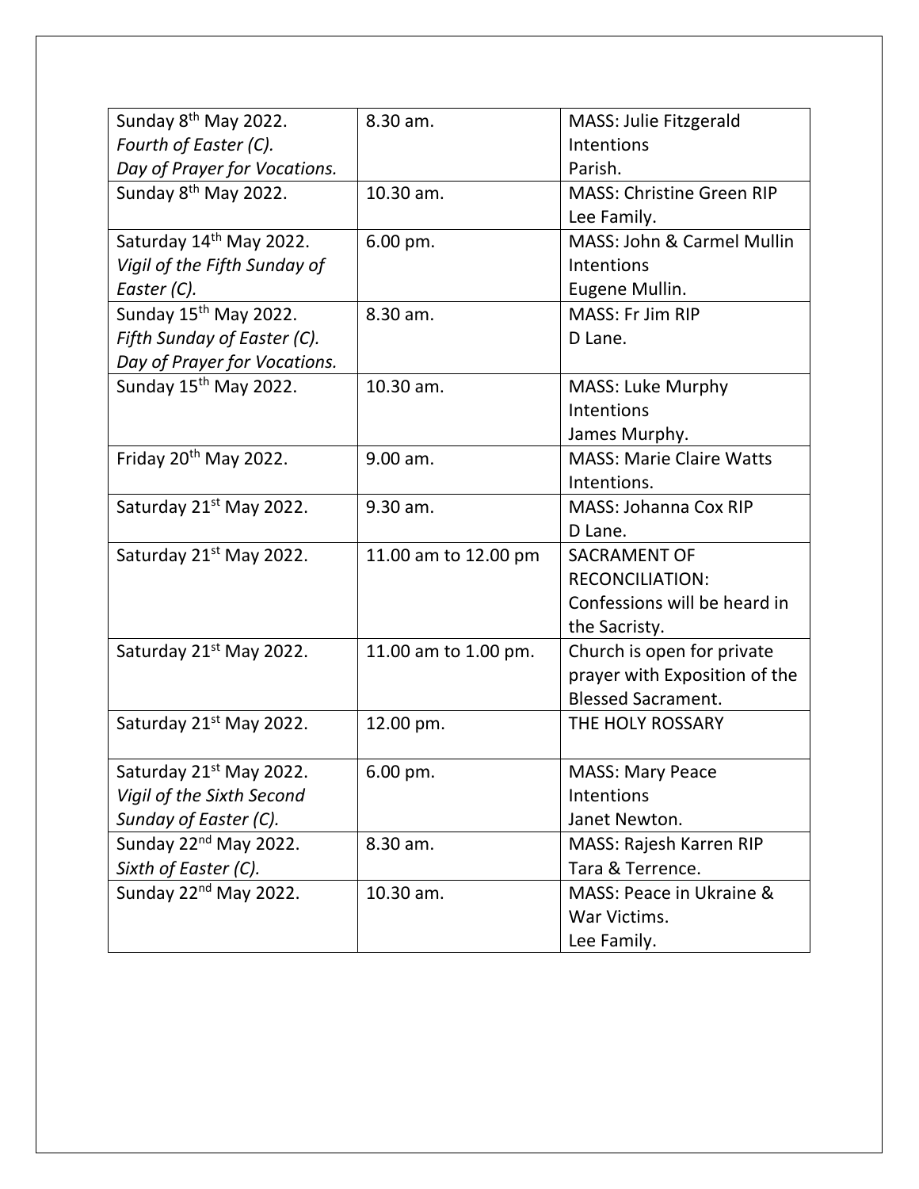| | | |
|---|---|---|
| Sunday 8th May 2022.<br>*Fourth of Easter (C).*<br>*Day of Prayer for Vocations.* | 8.30 am. | MASS: Julie Fitzgerald Intentions<br>Parish. |
| Sunday 8th May 2022. | 10.30 am. | MASS: Christine Green RIP<br>Lee Family. |
| Saturday 14th May 2022.<br>*Vigil of the Fifth Sunday of Easter (C).* | 6.00 pm. | MASS: John & Carmel Mullin Intentions<br>Eugene Mullin. |
| Sunday 15th May 2022.<br>*Fifth Sunday of Easter (C).*<br>*Day of Prayer for Vocations.* | 8.30 am. | MASS: Fr Jim RIP<br>D Lane. |
| Sunday 15th May 2022. | 10.30 am. | MASS: Luke Murphy Intentions<br>James Murphy. |
| Friday 20th May 2022. | 9.00 am. | MASS: Marie Claire Watts Intentions. |
| Saturday 21st May 2022. | 9.30 am. | MASS: Johanna Cox RIP<br>D Lane. |
| Saturday 21st May 2022. | 11.00 am to 12.00 pm | SACRAMENT OF RECONCILIATION:<br>Confessions will be heard in the Sacristy. |
| Saturday 21st May 2022. | 11.00 am to 1.00 pm. | Church is open for private prayer with Exposition of the Blessed Sacrament. |
| Saturday 21st May 2022. | 12.00 pm. | THE HOLY ROSSARY |
| Saturday 21st May 2022.<br>*Vigil of the Sixth Second Sunday of Easter (C).* | 6.00 pm. | MASS: Mary Peace Intentions<br>Janet Newton. |
| Sunday 22nd May 2022.<br>*Sixth of Easter (C).* | 8.30 am. | MASS: Rajesh Karren RIP<br>Tara & Terrence. |
| Sunday 22nd May 2022. | 10.30 am. | MASS: Peace in Ukraine & War Victims.<br>Lee Family. |